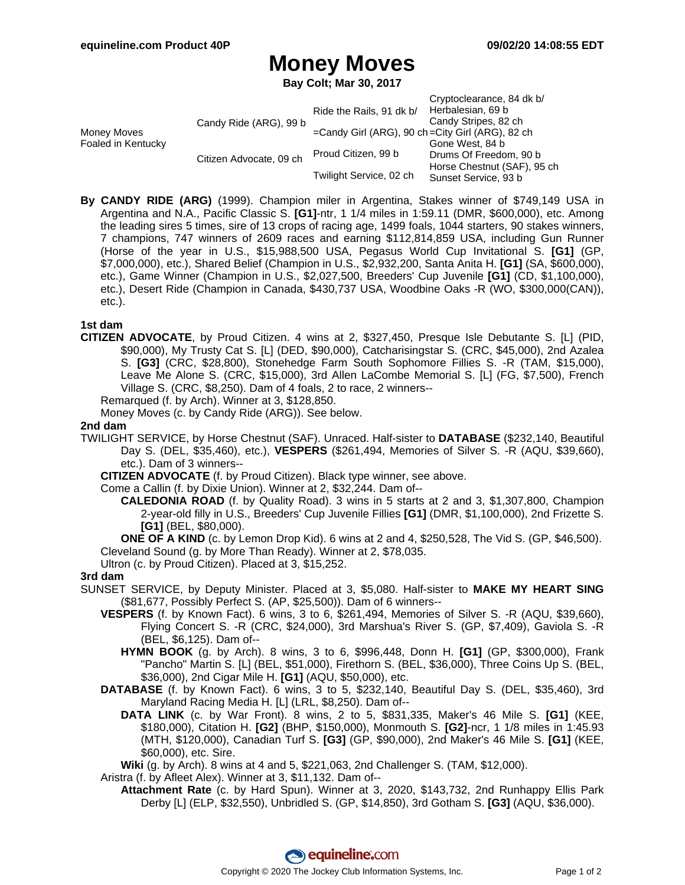# Money Moves

**Bay Colt; Mar 30, 2017**

| | | | |
|---|---|---|---|
| Money Moves Foaled in Kentucky | Candy Ride (ARG), 99 b | Ride the Rails, 91 dk b/ | Cryptoclearance, 84 dk b/ |
| | | | Herbalesian, 69 b |
| | | =Candy Girl (ARG), 90 ch | Candy Stripes, 82 ch |
| | | | =City Girl (ARG), 82 ch |
| | Citizen Advocate, 09 ch | Proud Citizen, 99 b | Gone West, 84 b |
| | | | Drums Of Freedom, 90 b |
| | | Twilight Service, 02 ch | Horse Chestnut (SAF), 95 ch |
| | | | Sunset Service, 93 b |

**By CANDY RIDE (ARG)** (1999). Champion miler in Argentina, Stakes winner of $749,149 USA in Argentina and N.A., Pacific Classic S. **[G1]**-ntr, 1 1/4 miles in 1:59.11 (DMR, $600,000), etc. Among the leading sires 5 times, sire of 13 crops of racing age, 1499 foals, 1044 starters, 90 stakes winners, 7 champions, 747 winners of 2609 races and earning $112,814,859 USA, including Gun Runner (Horse of the year in U.S., $15,988,500 USA, Pegasus World Cup Invitational S. **[G1]** (GP, $7,000,000), etc.), Shared Belief (Champion in U.S., $2,932,200, Santa Anita H. **[G1]** (SA, $600,000), etc.), Game Winner (Champion in U.S., $2,027,500, Breeders' Cup Juvenile **[G1]** (CD, $1,100,000), etc.), Desert Ride (Champion in Canada, $430,737 USA, Woodbine Oaks -R (WO, $300,000(CAN)), etc.).

### 1st dam

**CITIZEN ADVOCATE**, by Proud Citizen. 4 wins at 2, $327,450, Presque Isle Debutante S. [L] (PID, $90,000), My Trusty Cat S. [L] (DED, $90,000), Catcharisingstar S. (CRC, $45,000), 2nd Azalea S. **[G3]** (CRC, $28,800), Stonehedge Farm South Sophomore Fillies S. -R (TAM, $15,000), Leave Me Alone S. (CRC, $15,000), 3rd Allen LaCombe Memorial S. [L] (FG, $7,500), French Village S. (CRC, $8,250). Dam of 4 foals, 2 to race, 2 winners--

Remarqued (f. by Arch). Winner at 3, $128,850.

Money Moves (c. by Candy Ride (ARG)). See below.

### 2nd dam

TWILIGHT SERVICE, by Horse Chestnut (SAF). Unraced. Half-sister to **DATABASE** ($232,140, Beautiful Day S. (DEL, $35,460), etc.), **VESPERS** ($261,494, Memories of Silver S. -R (AQU, $39,660), etc.). Dam of 3 winners--

**CITIZEN ADVOCATE** (f. by Proud Citizen). Black type winner, see above.

Come a Callin (f. by Dixie Union). Winner at 2, $32,244. Dam of--

**CALEDONIA ROAD** (f. by Quality Road). 3 wins in 5 starts at 2 and 3, $1,307,800, Champion 2-year-old filly in U.S., Breeders' Cup Juvenile Fillies **[G1]** (DMR, $1,100,000), 2nd Frizette S. **[G1]** (BEL, $80,000).

**ONE OF A KIND** (c. by Lemon Drop Kid). 6 wins at 2 and 4, $250,528, The Vid S. (GP, $46,500).

Cleveland Sound (g. by More Than Ready). Winner at 2, $78,035.

Ultron (c. by Proud Citizen). Placed at 3, $15,252.

### 3rd dam

SUNSET SERVICE, by Deputy Minister. Placed at 3, $5,080. Half-sister to **MAKE MY HEART SING** ($81,677, Possibly Perfect S. (AP, $25,500)). Dam of 6 winners--

**VESPERS** (f. by Known Fact). 6 wins, 3 to 6, $261,494, Memories of Silver S. -R (AQU, $39,660), Flying Concert S. -R (CRC, $24,000), 3rd Marshua's River S. (GP, $7,409), Gaviola S. -R (BEL, $6,125). Dam of--

**HYMN BOOK** (g. by Arch). 8 wins, 3 to 6, $996,448, Donn H. **[G1]** (GP, $300,000), Frank "Pancho" Martin S. [L] (BEL, $51,000), Firethorn S. (BEL, $36,000), Three Coins Up S. (BEL, $36,000), 2nd Cigar Mile H. **[G1]** (AQU, $50,000), etc.

**DATABASE** (f. by Known Fact). 6 wins, 3 to 5, $232,140, Beautiful Day S. (DEL, $35,460), 3rd Maryland Racing Media H. [L] (LRL, $8,250). Dam of--

**DATA LINK** (c. by War Front). 8 wins, 2 to 5, $831,335, Maker's 46 Mile S. **[G1]** (KEE, $180,000), Citation H. **[G2]** (BHP, $150,000), Monmouth S. **[G2]**-ncr, 1 1/8 miles in 1:45.93 (MTH, $120,000), Canadian Turf S. **[G3]** (GP, $90,000), 2nd Maker's 46 Mile S. **[G1]** (KEE, $60,000), etc. Sire.

**Wiki** (g. by Arch). 8 wins at 4 and 5, $221,063, 2nd Challenger S. (TAM, $12,000).

Aristra (f. by Afleet Alex). Winner at 3, $11,132. Dam of--

**Attachment Rate** (c. by Hard Spun). Winner at 3, 2020, $143,732, 2nd Runhappy Ellis Park Derby [L] (ELP, $32,550), Unbridled S. (GP, $14,850), 3rd Gotham S. **[G3]** (AQU, $36,000).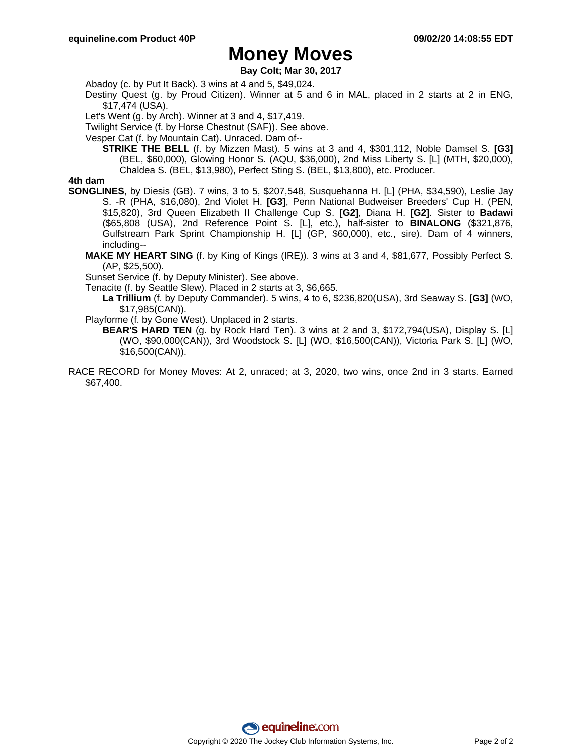# Money Moves

**Bay Colt; Mar 30, 2017**

Abadoy (c. by Put It Back). 3 wins at 4 and 5, $49,024.

Destiny Quest (g. by Proud Citizen). Winner at 5 and 6 in MAL, placed in 2 starts at 2 in ENG, $17,474 (USA).

Let's Went (g. by Arch). Winner at 3 and 4, $17,419.

Twilight Service (f. by Horse Chestnut (SAF)). See above.

Vesper Cat (f. by Mountain Cat). Unraced. Dam of--

**STRIKE THE BELL** (f. by Mizzen Mast). 5 wins at 3 and 4, $301,112, Noble Damsel S. **[G3]** (BEL, $60,000), Glowing Honor S. (AQU, $36,000), 2nd Miss Liberty S. [L] (MTH, $20,000), Chaldea S. (BEL, $13,980), Perfect Sting S. (BEL, $13,800), etc. Producer.

**4th dam**

**SONGLINES**, by Diesis (GB). 7 wins, 3 to 5, $207,548, Susquehanna H. [L] (PHA, $34,590), Leslie Jay S. -R (PHA, $16,080), 2nd Violet H. **[G3]**, Penn National Budweiser Breeders' Cup H. (PEN, $15,820), 3rd Queen Elizabeth II Challenge Cup S. **[G2]**, Diana H. **[G2]**. Sister to **Badawi** ($65,808 (USA), 2nd Reference Point S. [L], etc.), half-sister to **BINALONG** ($321,876, Gulfstream Park Sprint Championship H. [L] (GP, $60,000), etc., sire). Dam of 4 winners, including--

**MAKE MY HEART SING** (f. by King of Kings (IRE)). 3 wins at 3 and 4, $81,677, Possibly Perfect S. (AP, $25,500).

Sunset Service (f. by Deputy Minister). See above.

Tenacite (f. by Seattle Slew). Placed in 2 starts at 3, $6,665.

**La Trillium** (f. by Deputy Commander). 5 wins, 4 to 6, $236,820(USA), 3rd Seaway S. **[G3]** (WO, $17,985(CAN)).

Playforme (f. by Gone West). Unplaced in 2 starts.

**BEAR'S HARD TEN** (g. by Rock Hard Ten). 3 wins at 2 and 3, $172,794(USA), Display S. [L] (WO, $90,000(CAN)), 3rd Woodstock S. [L] (WO, $16,500(CAN)), Victoria Park S. [L] (WO, $16,500(CAN)).

RACE RECORD for Money Moves: At 2, unraced; at 3, 2020, two wins, once 2nd in 3 starts. Earned $67,400.